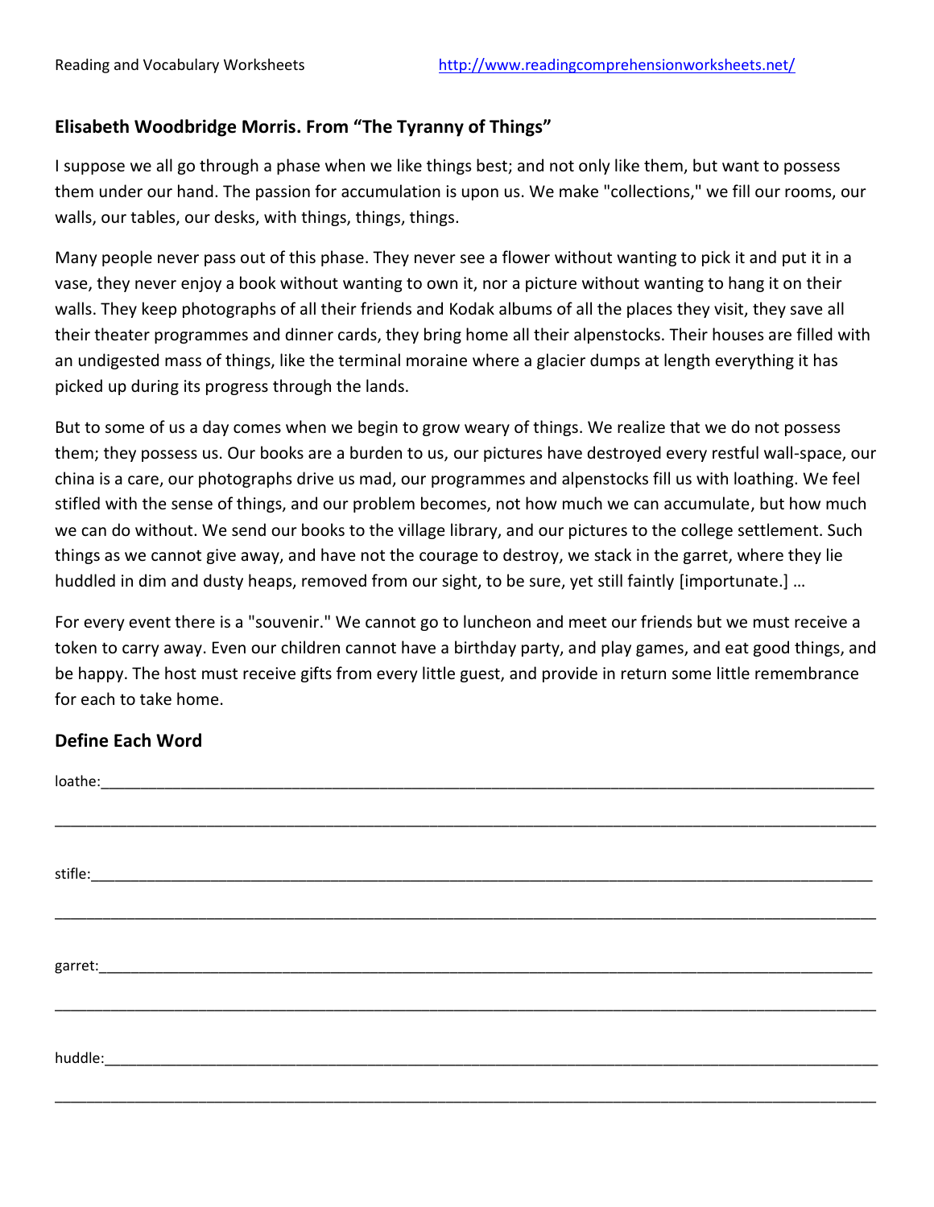## Elisabeth Woodbridge Morris. From "The Tyranny of Things"

I suppose we all go through a phase when we like things best; and not only like them, but want to possess them under our hand. The passion for accumulation is upon us. We make "collections," we fill our rooms, our walls, our tables, our desks, with things, things, things.

Many people never pass out of this phase. They never see a flower without wanting to pick it and put it in a vase, they never enjoy a book without wanting to own it, nor a picture without wanting to hang it on their walls. They keep photographs of all their friends and Kodak albums of all the places they visit, they save all their theater programmes and dinner cards, they bring home all their alpenstocks. Their houses are filled with an undigested mass of things, like the terminal moraine where a glacier dumps at length everything it has picked up during its progress through the lands.

But to some of us a day comes when we begin to grow weary of things. We realize that we do not possess them; they possess us. Our books are a burden to us, our pictures have destroyed every restful wall-space, our china is a care, our photographs drive us mad, our programmes and alpenstocks fill us with loathing. We feel stifled with the sense of things, and our problem becomes, not how much we can accumulate, but how much we can do without. We send our books to the village library, and our pictures to the college settlement. Such things as we cannot give away, and have not the courage to destroy, we stack in the garret, where they lie huddled in dim and dusty heaps, removed from our sight, to be sure, yet still faintly [importunate.] …

For every event there is a "souvenir." We cannot go to luncheon and meet our friends but we must receive a token to carry away. Even our children cannot have a birthday party, and play games, and eat good things, and be happy. The host must receive gifts from every little guest, and provide in return some little remembrance for each to take home.

### Define Each Word

loathe:\_\_\_\_\_\_\_\_\_\_\_\_\_\_\_\_\_\_\_\_\_\_\_\_\_\_\_\_\_\_\_\_\_\_\_\_\_\_\_\_\_\_\_\_\_\_\_\_\_\_\_\_\_\_\_\_\_\_\_\_\_\_\_\_

\_\_\_\_\_\_\_\_\_\_\_\_\_\_\_\_\_\_\_\_\_\_\_\_\_\_\_\_\_\_\_\_\_\_\_\_\_\_\_\_\_\_\_\_\_\_\_\_\_\_\_\_\_\_\_\_\_\_\_\_\_\_\_\_\_\_\_\_\_\_

stifle:\_\_\_\_\_\_\_\_\_\_\_\_\_\_\_\_\_\_\_\_\_\_\_\_\_\_\_\_\_\_\_\_\_\_\_\_\_\_\_\_\_\_\_\_\_\_\_\_\_\_\_\_\_\_\_\_\_\_\_\_\_\_\_\_\_

\_\_\_\_\_\_\_\_\_\_\_\_\_\_\_\_\_\_\_\_\_\_\_\_\_\_\_\_\_\_\_\_\_\_\_\_\_\_\_\_\_\_\_\_\_\_\_\_\_\_\_\_\_\_\_\_\_\_\_\_\_\_\_\_\_\_\_\_\_\_

garret:\_\_\_\_\_\_\_\_\_\_\_\_\_\_\_\_\_\_\_\_\_\_\_\_\_\_\_\_\_\_\_\_\_\_\_\_\_\_\_\_\_\_\_\_\_\_\_\_\_\_\_\_\_\_\_\_\_\_\_\_\_\_\_\_

\_\_\_\_\_\_\_\_\_\_\_\_\_\_\_\_\_\_\_\_\_\_\_\_\_\_\_\_\_\_\_\_\_\_\_\_\_\_\_\_\_\_\_\_\_\_\_\_\_\_\_\_\_\_\_\_\_\_\_\_\_\_\_\_\_\_\_\_\_\_

huddle:\_\_\_\_\_\_\_\_\_\_\_\_\_\_\_\_\_\_\_\_\_\_\_\_\_\_\_\_\_\_\_\_\_\_\_\_\_\_\_\_\_\_\_\_\_\_\_\_\_\_\_\_\_\_\_\_\_\_\_\_\_\_\_\_

\_\_\_\_\_\_\_\_\_\_\_\_\_\_\_\_\_\_\_\_\_\_\_\_\_\_\_\_\_\_\_\_\_\_\_\_\_\_\_\_\_\_\_\_\_\_\_\_\_\_\_\_\_\_\_\_\_\_\_\_\_\_\_\_\_\_\_\_\_\_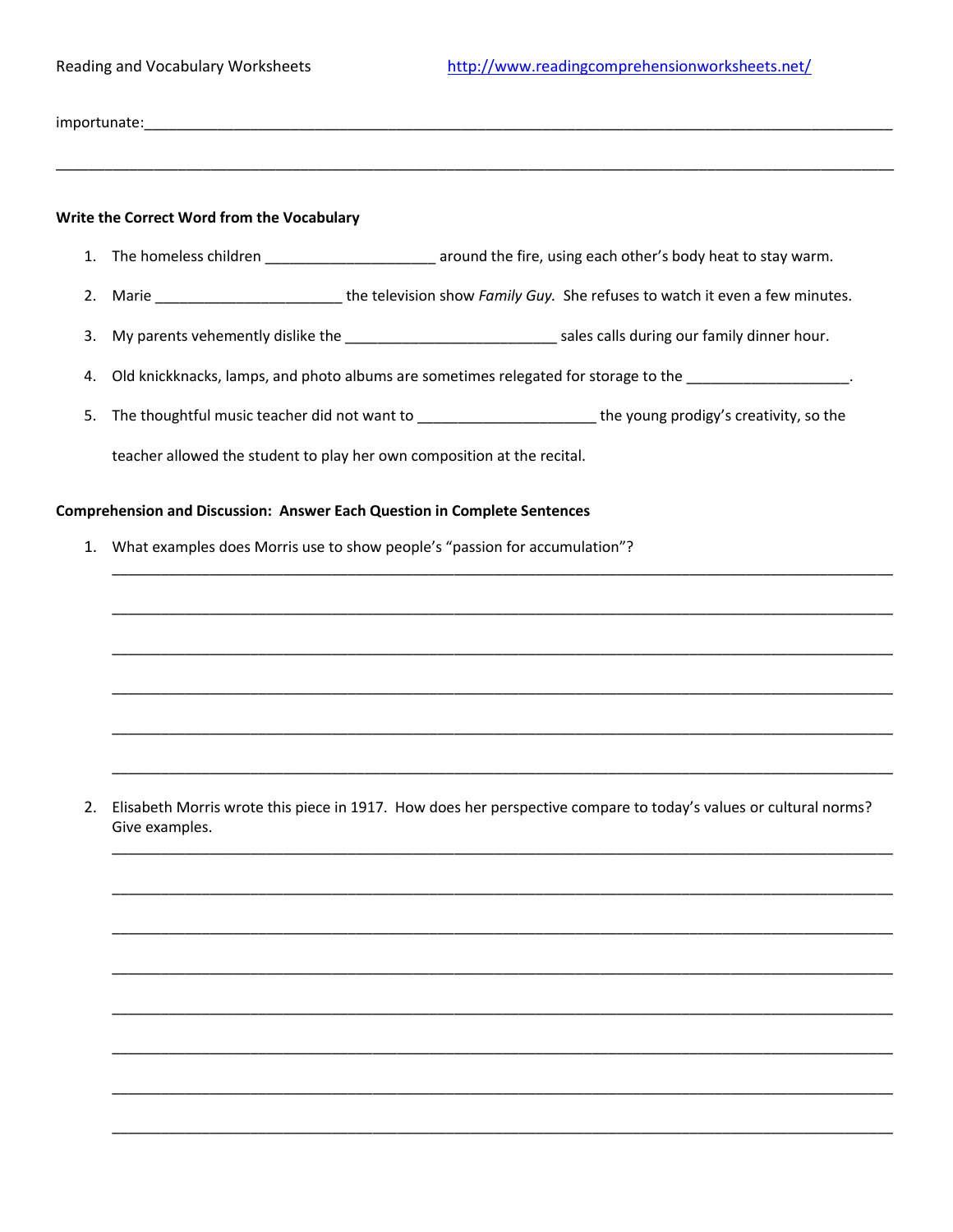importunate:____________________________________________________________________________________________

______________________________________________________________________________________________________

**Write the Correct Word from the Vocabulary**

1. The homeless children ____________________ around the fire, using each other's body heat to stay warm.
2. Marie ______________________ the television show *Family Guy.* She refuses to watch it even a few minutes.
3. My parents vehemently dislike the _________________________ sales calls during our family dinner hour.
4. Old knickknacks, lamps, and photo albums are sometimes relegated for storage to the ___________________.
5. The thoughtful music teacher did not want to _____________________ the young prodigy's creativity, so the teacher allowed the student to play her own composition at the recital.

**Comprehension and Discussion: Answer Each Question in Complete Sentences**

1. What examples does Morris use to show people's "passion for accumulation"?

   ______________________________________________________________________________________________

   ______________________________________________________________________________________________

   ______________________________________________________________________________________________

   ______________________________________________________________________________________________

   ______________________________________________________________________________________________

   ______________________________________________________________________________________________

2. Elisabeth Morris wrote this piece in 1917. How does her perspective compare to today's values or cultural norms? Give examples.

   ______________________________________________________________________________________________

   ______________________________________________________________________________________________

   ______________________________________________________________________________________________

   ______________________________________________________________________________________________

   ______________________________________________________________________________________________

   ______________________________________________________________________________________________

   ______________________________________________________________________________________________

   ______________________________________________________________________________________________